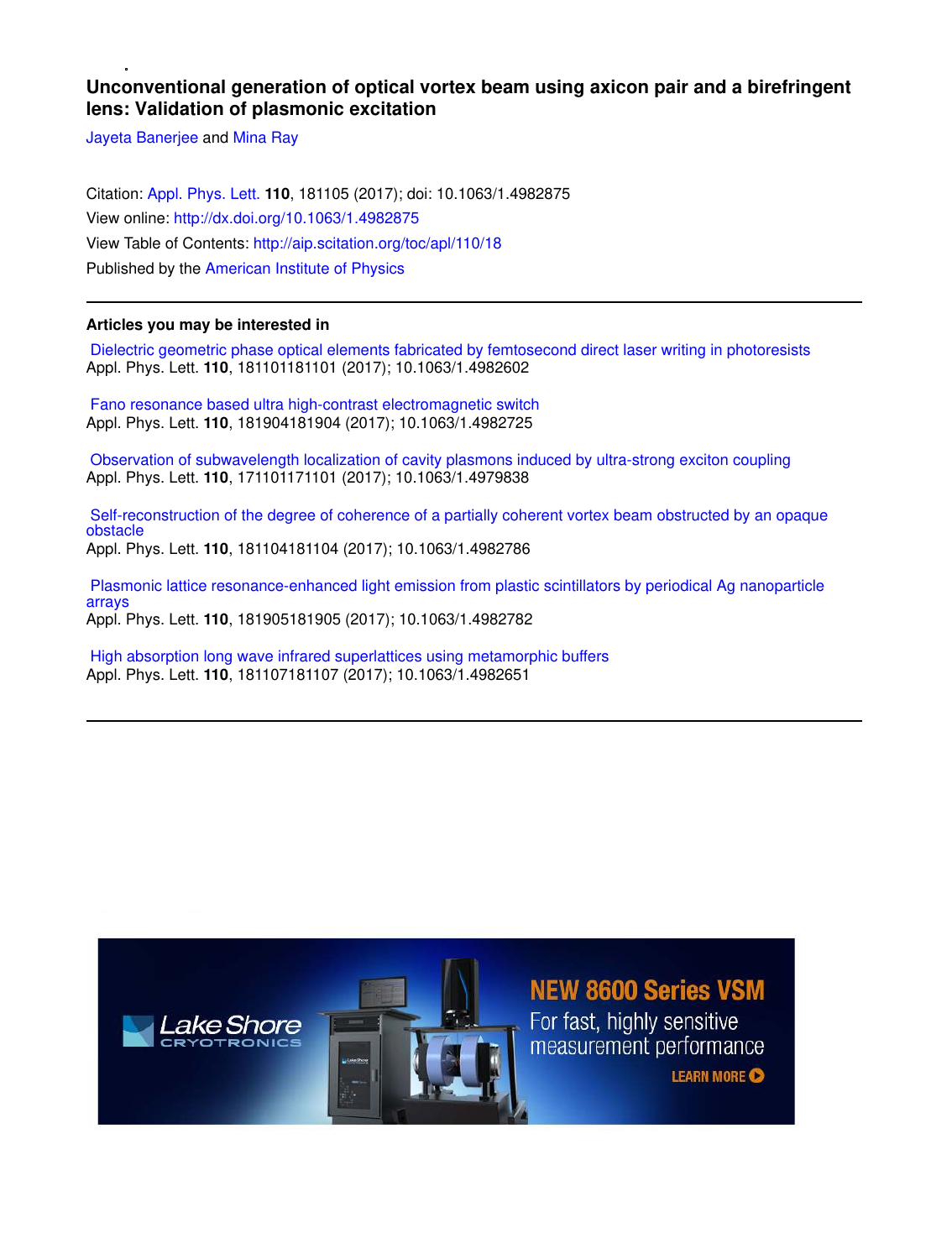# Unconventional generation of optical vortex beam using axicon pair and a birefringent lens: Validation of plasmonic excitation

Jayeta Banerjee and Mina Ray

Citation: Appl. Phys. Lett. **110**, 181105 (2017); doi: 10.1063/1.4982875

View online: http://dx.doi.org/10.1063/1.4982875

View Table of Contents: http://aip.scitation.org/toc/apl/110/18

Published by the American Institute of Physics

---

### Articles you may be interested in

Dielectric geometric phase optical elements fabricated by femtosecond direct laser writing in photoresists
Appl. Phys. Lett. **110**, 181101181101 (2017); 10.1063/1.4982602

Fano resonance based ultra high-contrast electromagnetic switch
Appl. Phys. Lett. **110**, 181904181904 (2017); 10.1063/1.4982725

Observation of subwavelength localization of cavity plasmons induced by ultra-strong exciton coupling
Appl. Phys. Lett. **110**, 171101171101 (2017); 10.1063/1.4979838

Self-reconstruction of the degree of coherence of a partially coherent vortex beam obstructed by an opaque obstacle
Appl. Phys. Lett. **110**, 181104181104 (2017); 10.1063/1.4982786

Plasmonic lattice resonance-enhanced light emission from plastic scintillators by periodical Ag nanoparticle arrays
Appl. Phys. Lett. **110**, 181905181905 (2017); 10.1063/1.4982782

High absorption long wave infrared superlattices using metamorphic buffers
Appl. Phys. Lett. **110**, 181107181107 (2017); 10.1063/1.4982651

---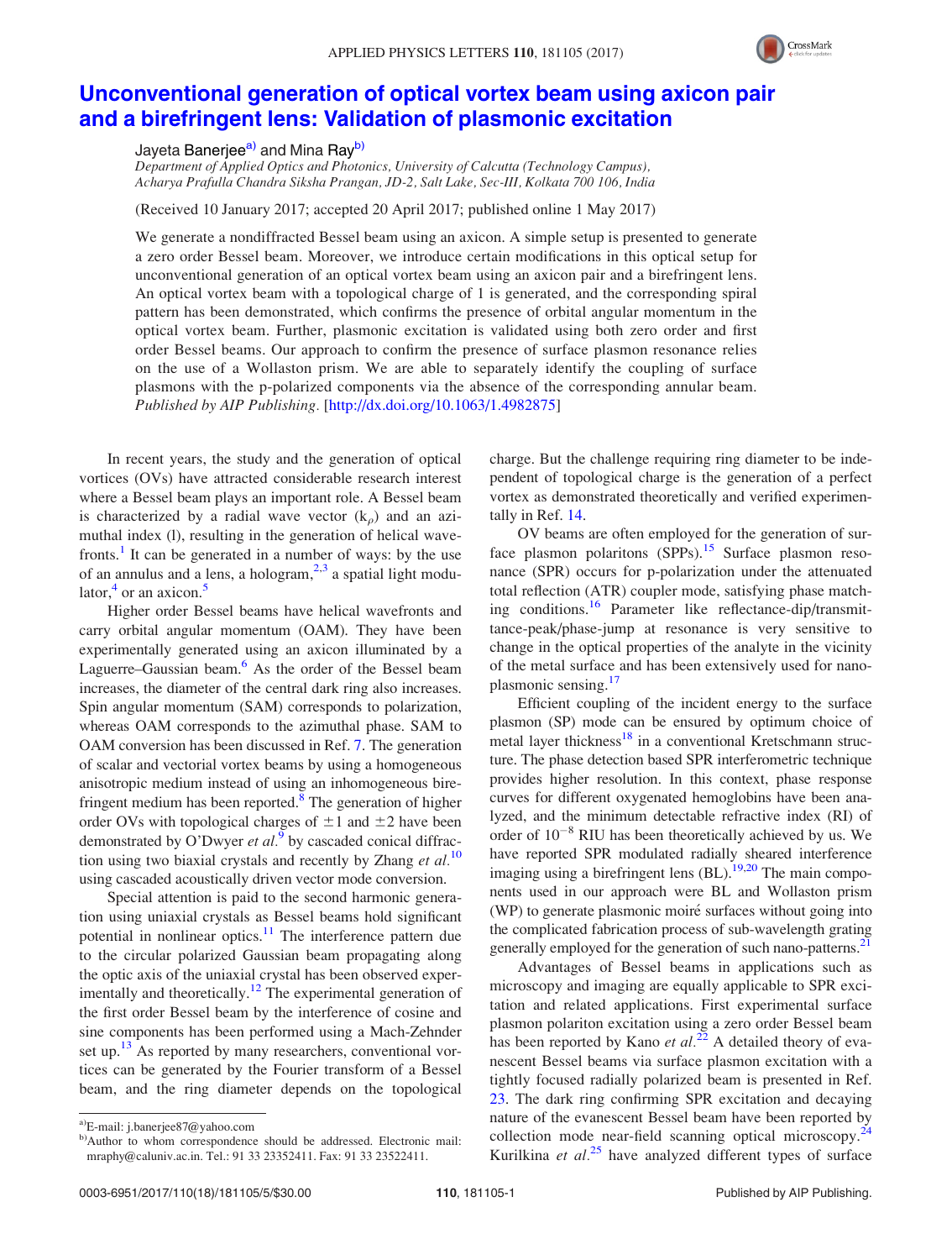# Unconventional generation of optical vortex beam using axicon pair and a birefringent lens: Validation of plasmonic excitation

Jayeta Banerjee[a)] and Mina Ray[b)]

*Department of Applied Optics and Photonics, University of Calcutta (Technology Campus), Acharya Prafulla Chandra Siksha Prangan, JD-2, Salt Lake, Sec-III, Kolkata 700 106, India*

(Received 10 January 2017; accepted 20 April 2017; published online 1 May 2017)

We generate a nondiffracted Bessel beam using an axicon. A simple setup is presented to generate a zero order Bessel beam. Moreover, we introduce certain modifications in this optical setup for unconventional generation of an optical vortex beam using an axicon pair and a birefringent lens. An optical vortex beam with a topological charge of 1 is generated, and the corresponding spiral pattern has been demonstrated, which confirms the presence of orbital angular momentum in the optical vortex beam. Further, plasmonic excitation is validated using both zero order and first order Bessel beams. Our approach to confirm the presence of surface plasmon resonance relies on the use of a Wollaston prism. We are able to separately identify the coupling of surface plasmons with the p-polarized components via the absence of the corresponding annular beam. *Published by AIP Publishing.* [http://dx.doi.org/10.1063/1.4982875]

In recent years, the study and the generation of optical vortices (OVs) have attracted considerable research interest where a Bessel beam plays an important role. A Bessel beam is characterized by a radial wave vector ($k_\rho$) and an azimuthal index (l), resulting in the generation of helical wavefronts.[1] It can be generated in a number of ways: by the use of an annulus and a lens, a hologram,[2,3] a spatial light modulator,[4] or an axicon.[5]

Higher order Bessel beams have helical wavefronts and carry orbital angular momentum (OAM). They have been experimentally generated using an axicon illuminated by a Laguerre–Gaussian beam.[6] As the order of the Bessel beam increases, the diameter of the central dark ring also increases. Spin angular momentum (SAM) corresponds to polarization, whereas OAM corresponds to the azimuthal phase. SAM to OAM conversion has been discussed in Ref. 7. The generation of scalar and vectorial vortex beams by using a homogeneous anisotropic medium instead of using an inhomogeneous birefringent medium has been reported.[8] The generation of higher order OVs with topological charges of $\pm 1$ and $\pm 2$ have been demonstrated by O'Dwyer *et al.*[9] by cascaded conical diffraction using two biaxial crystals and recently by Zhang *et al.*[10] using cascaded acoustically driven vector mode conversion.

Special attention is paid to the second harmonic generation using uniaxial crystals as Bessel beams hold significant potential in nonlinear optics.[11] The interference pattern due to the circular polarized Gaussian beam propagating along the optic axis of the uniaxial crystal has been observed experimentally and theoretically.[12] The experimental generation of the first order Bessel beam by the interference of cosine and sine components has been performed using a Mach-Zehnder set up.[13] As reported by many researchers, conventional vortices can be generated by the Fourier transform of a Bessel beam, and the ring diameter depends on the topological charge. But the challenge requiring ring diameter to be independent of topological charge is the generation of a perfect vortex as demonstrated theoretically and verified experimentally in Ref. 14.

OV beams are often employed for the generation of surface plasmon polaritons (SPPs).[15] Surface plasmon resonance (SPR) occurs for p-polarization under the attenuated total reflection (ATR) coupler mode, satisfying phase matching conditions.[16] Parameter like reflectance-dip/transmittance-peak/phase-jump at resonance is very sensitive to change in the optical properties of the analyte in the vicinity of the metal surface and has been extensively used for nanoplasmonic sensing.[17]

Efficient coupling of the incident energy to the surface plasmon (SP) mode can be ensured by optimum choice of metal layer thickness[18] in a conventional Kretschmann structure. The phase detection based SPR interferometric technique provides higher resolution. In this context, phase response curves for different oxygenated hemoglobins have been analyzed, and the minimum detectable refractive index (RI) of order of $10^{-8}$ RIU has been theoretically achieved by us. We have reported SPR modulated radially sheared interference imaging using a birefringent lens (BL).[19,20] The main components used in our approach were BL and Wollaston prism (WP) to generate plasmonic moiré surfaces without going into the complicated fabrication process of sub-wavelength grating generally employed for the generation of such nano-patterns.[21]

Advantages of Bessel beams in applications such as microscopy and imaging are equally applicable to SPR excitation and related applications. First experimental surface plasmon polariton excitation using a zero order Bessel beam has been reported by Kano *et al.*[22] A detailed theory of evanescent Bessel beams via surface plasmon excitation with a tightly focused radially polarized beam is presented in Ref. 23. The dark ring confirming SPR excitation and decaying nature of the evanescent Bessel beam have been reported by collection mode near-field scanning optical microscopy.[24] Kurilkina *et al.*[25] have analyzed different types of surface

[a)]E-mail: j.banerjee87@yahoo.com

[b)]Author to whom correspondence should be addressed. Electronic mail: mraphy@caluniv.ac.in. Tel.: 91 33 23352411. Fax: 91 33 23522411.

0003-6951/2017/110(18)/181105/5/$30.00

Published by AIP Publishing.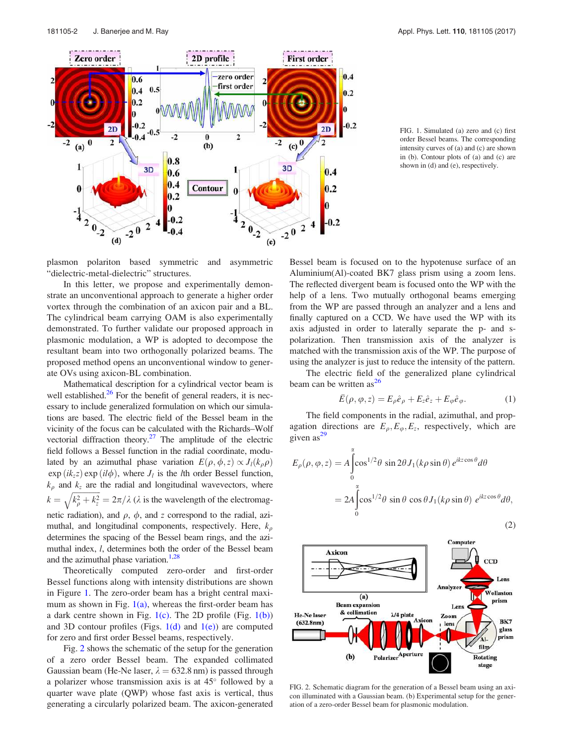FIG. 1. Simulated (a) zero and (c) first order Bessel beams. The corresponding intensity curves of (a) and (c) are shown in (b). Contour plots of (a) and (c) are shown in (d) and (e), respectively.

plasmon polariton based symmetric and asymmetric "dielectric-metal-dielectric" structures.

In this letter, we propose and experimentally demonstrate an unconventional approach to generate a higher order vortex through the combination of an axicon pair and a BL. The cylindrical beam carrying OAM is also experimentally demonstrated. To further validate our proposed approach in plasmonic modulation, a WP is adopted to decompose the resultant beam into two orthogonally polarized beams. The proposed method opens an unconventional window to generate OVs using axicon-BL combination.

Mathematical description for a cylindrical vector beam is well established.[26] For the benefit of general readers, it is necessary to include generalized formulation on which our simulations are based. The electric field of the Bessel beam in the vicinity of the focus can be calculated with the Richards–Wolf vectorial diffraction theory.[27] The amplitude of the electric field follows a Bessel function in the radial coordinate, modulated by an azimuthal phase variation $E(\rho,\phi,z) \propto J_l(k_\rho \rho)$ $\exp(ik_z z)\exp(il\phi)$, where $J_l$ is the $l$th order Bessel function, $k_\rho$ and $k_z$ are the radial and longitudinal wavevectors, where $k = \sqrt{k_\rho^2 + k_z^2} = 2\pi/\lambda$ ($\lambda$ is the wavelength of the electromagnetic radiation), and $\rho$, $\phi$, and $z$ correspond to the radial, azimuthal, and longitudinal components, respectively. Here, $k_\rho$ determines the spacing of the Bessel beam rings, and the azimuthal index, $l$, determines both the order of the Bessel beam and the azimuthal phase variation.[1,28]

Theoretically computed zero-order and first-order Bessel functions along with intensity distributions are shown in Figure 1. The zero-order beam has a bright central maximum as shown in Fig. 1(a), whereas the first-order beam has a dark centre shown in Fig. 1(c). The 2D profile (Fig. 1(b)) and 3D contour profiles (Figs. 1(d) and 1(e)) are computed for zero and first order Bessel beams, respectively.

Fig. 2 shows the schematic of the setup for the generation of a zero order Bessel beam. The expanded collimated Gaussian beam (He-Ne laser, $\lambda = 632.8$ nm) is passed through a polarizer whose transmission axis is at 45° followed by a quarter wave plate (QWP) whose fast axis is vertical, thus generating a circularly polarized beam. The axicon-generated Bessel beam is focused on to the hypotenuse surface of an Aluminium(Al)-coated BK7 glass prism using a zoom lens. The reflected divergent beam is focused onto the WP with the help of a lens. Two mutually orthogonal beams emerging from the WP are passed through an analyzer and a lens and finally captured on a CCD. We have used the WP with its axis adjusted in order to laterally separate the p- and s-polarization. Then transmission axis of the analyzer is matched with the transmission axis of the WP. The purpose of using the analyzer is just to reduce the intensity of the pattern.

The electric field of the generalized plane cylindrical beam can be written as[26]

$$\bar{E}(\rho,\varphi,z) = E_\rho \hat{e}_\rho + E_z \hat{e}_z + E_\varphi \hat{e}_\varphi. \tag{1}$$

The field components in the radial, azimuthal, and propagation directions are $E_\rho, E_\varphi, E_z$, respectively, which are given as[29]

$$\begin{aligned} E_\rho(\rho,\varphi,z) &= A\int_0^\alpha \cos^{1/2}\theta \, \sin 2\theta \, J_1(k\rho \sin\theta)\, e^{ikz\cos\theta} d\theta \\ &= 2A\int_0^\alpha \cos^{1/2}\theta \, \sin\theta \, \cos\theta \, J_1(k\rho\sin\theta)\, e^{ikz\cos\theta} d\theta, \end{aligned} \tag{2}$$

FIG. 2. Schematic diagram for the generation of a Bessel beam using an axicon illuminated with a Gaussian beam. (b) Experimental setup for the generation of a zero-order Bessel beam for plasmonic modulation.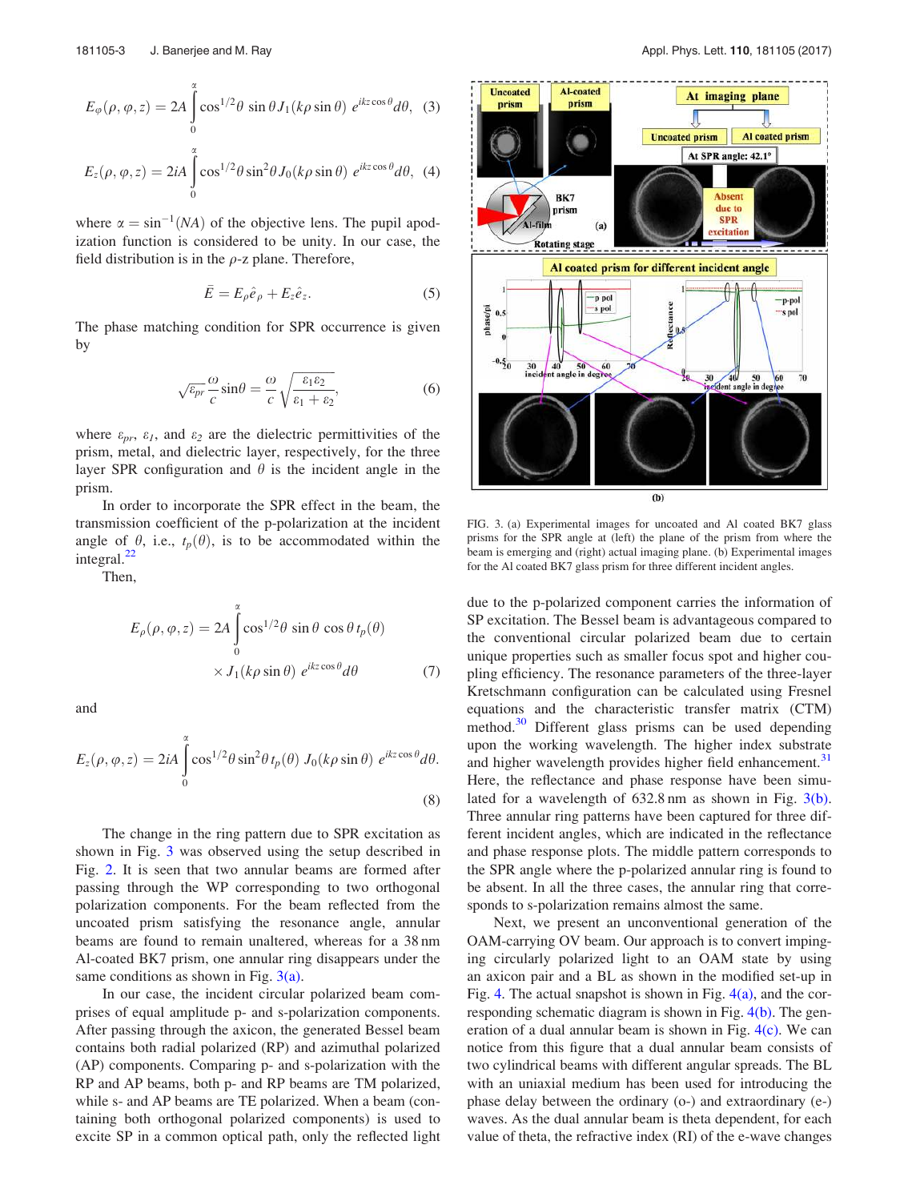$$E_\varphi(\rho,\varphi,z) = 2A\int_0^\alpha \cos^{1/2}\theta\,\sin\theta\,J_1(k\rho\sin\theta)\,e^{ikz\cos\theta}d\theta, \quad (3)$$

$$E_z(\rho,\varphi,z) = 2iA\int_0^\alpha \cos^{1/2}\theta\,\sin^2\theta\,J_0(k\rho\sin\theta)\,e^{ikz\cos\theta}d\theta, \quad (4)$$

where $\alpha = \sin^{-1}(NA)$ of the objective lens. The pupil apodization function is considered to be unity. In our case, the field distribution is in the $\rho$-$z$ plane. Therefore,

$$\bar{E} = E_\rho \hat{e}_\rho + E_z \hat{e}_z. \quad (5)$$

The phase matching condition for SPR occurrence is given by

$$\sqrt{\varepsilon_{pr}}\frac{\omega}{c}\sin\theta = \frac{\omega}{c}\sqrt{\frac{\varepsilon_1\varepsilon_2}{\varepsilon_1+\varepsilon_2}}, \quad (6)$$

where $\varepsilon_{pr}$, $\varepsilon_1$, and $\varepsilon_2$ are the dielectric permittivities of the prism, metal, and dielectric layer, respectively, for the three layer SPR configuration and $\theta$ is the incident angle in the prism.

In order to incorporate the SPR effect in the beam, the transmission coefficient of the p-polarization at the incident angle of $\theta$, i.e., $t_p(\theta)$, is to be accommodated within the integral.[22]

Then,

$$E_\rho(\rho,\varphi,z) = 2A\int_0^\alpha \cos^{1/2}\theta\,\sin\theta\,\cos\theta\,t_p(\theta) \times J_1(k\rho\sin\theta)\,e^{ikz\cos\theta}d\theta \quad (7)$$

and

$$E_z(\rho,\varphi,z) = 2iA\int_0^\alpha \cos^{1/2}\theta\,\sin^2\theta\,t_p(\theta)\,J_0(k\rho\sin\theta)\,e^{ikz\cos\theta}d\theta. \quad (8)$$

The change in the ring pattern due to SPR excitation as shown in Fig. 3 was observed using the setup described in Fig. 2. It is seen that two annular beams are formed after passing through the WP corresponding to two orthogonal polarization components. For the beam reflected from the uncoated prism satisfying the resonance angle, annular beams are found to remain unaltered, whereas for a 38 nm Al-coated BK7 prism, one annular ring disappears under the same conditions as shown in Fig. 3(a).

In our case, the incident circular polarized beam comprises of equal amplitude p- and s-polarization components. After passing through the axicon, the generated Bessel beam contains both radial polarized (RP) and azimuthal polarized (AP) components. Comparing p- and s-polarization with the RP and AP beams, both p- and RP beams are TM polarized, while s- and AP beams are TE polarized. When a beam (containing both orthogonal polarized components) is used to excite SP in a common optical path, only the reflected light due to the p-polarized component carries the information of SP excitation. The Bessel beam is advantageous compared to the conventional circular polarized beam due to certain unique properties such as smaller focus spot and higher coupling efficiency. The resonance parameters of the three-layer Kretschmann configuration can be calculated using Fresnel equations and the characteristic transfer matrix (CTM) method.[30] Different glass prisms can be used depending upon the working wavelength. The higher index substrate and higher wavelength provides higher field enhancement.[31] Here, the reflectance and phase response have been simulated for a wavelength of 632.8 nm as shown in Fig. 3(b). Three annular ring patterns have been captured for three different incident angles, which are indicated in the reflectance and phase response plots. The middle pattern corresponds to the SPR angle where the p-polarized annular ring is found to be absent. In all the three cases, the annular ring that corresponds to s-polarization remains almost the same.

FIG. 3. (a) Experimental images for uncoated and Al coated BK7 glass prisms for the SPR angle at (left) the plane of the prism from where the beam is emerging and (right) actual imaging plane. (b) Experimental images for the Al coated BK7 glass prism for three different incident angles.

Next, we present an unconventional generation of the OAM-carrying OV beam. Our approach is to convert impinging circularly polarized light to an OAM state by using an axicon pair and a BL as shown in the modified set-up in Fig. 4. The actual snapshot is shown in Fig. 4(a), and the corresponding schematic diagram is shown in Fig. 4(b). The generation of a dual annular beam is shown in Fig. 4(c). We can notice from this figure that a dual annular beam consists of two cylindrical beams with different angular spreads. The BL with an uniaxial medium has been used for introducing the phase delay between the ordinary (o-) and extraordinary (e-) waves. As the dual annular beam is theta dependent, for each value of theta, the refractive index (RI) of the e-wave changes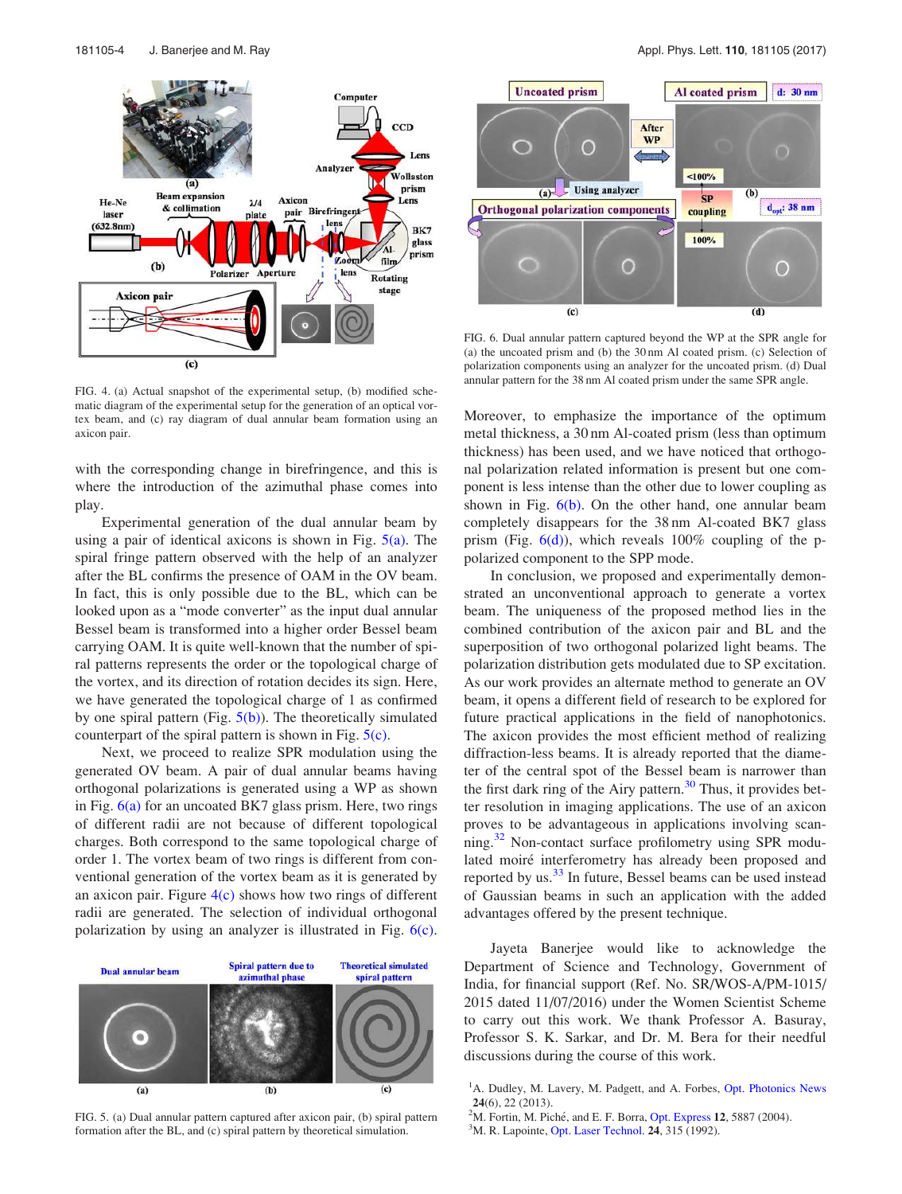FIG. 4. (a) Actual snapshot of the experimental setup, (b) modified schematic diagram of the experimental setup for the generation of an optical vortex beam, and (c) ray diagram of dual annular beam formation using an axicon pair.

with the corresponding change in birefringence, and this is where the introduction of the azimuthal phase comes into play.

Experimental generation of the dual annular beam by using a pair of identical axicons is shown in Fig. 5(a). The spiral fringe pattern observed with the help of an analyzer after the BL confirms the presence of OAM in the OV beam. In fact, this is only possible due to the BL, which can be looked upon as a "mode converter" as the input dual annular Bessel beam is transformed into a higher order Bessel beam carrying OAM. It is quite well-known that the number of spiral patterns represents the order or the topological charge of the vortex, and its direction of rotation decides its sign. Here, we have generated the topological charge of 1 as confirmed by one spiral pattern (Fig. 5(b)). The theoretically simulated counterpart of the spiral pattern is shown in Fig. 5(c).

Next, we proceed to realize SPR modulation using the generated OV beam. A pair of dual annular beams having orthogonal polarizations is generated using a WP as shown in Fig. 6(a) for an uncoated BK7 glass prism. Here, two rings of different radii are not because of different topological charges. Both correspond to the same topological charge of order 1. The vortex beam of two rings is different from conventional generation of the vortex beam as it is generated by an axicon pair. Figure 4(c) shows how two rings of different radii are generated. The selection of individual orthogonal polarization by using an analyzer is illustrated in Fig. 6(c).

FIG. 5. (a) Dual annular pattern captured after axicon pair, (b) spiral pattern formation after the BL, and (c) spiral pattern by theoretical simulation.

FIG. 6. Dual annular pattern captured beyond the WP at the SPR angle for (a) the uncoated prism and (b) the 30 nm Al coated prism. (c) Selection of polarization components using an analyzer for the uncoated prism. (d) Dual annular pattern for the 38 nm Al coated prism under the same SPR angle.

Moreover, to emphasize the importance of the optimum metal thickness, a 30 nm Al-coated prism (less than optimum thickness) has been used, and we have noticed that orthogonal polarization related information is present but one component is less intense than the other due to lower coupling as shown in Fig. 6(b). On the other hand, one annular beam completely disappears for the 38 nm Al-coated BK7 glass prism (Fig. 6(d)), which reveals 100% coupling of the p-polarized component to the SPP mode.

In conclusion, we proposed and experimentally demonstrated an unconventional approach to generate a vortex beam. The uniqueness of the proposed method lies in the combined contribution of the axicon pair and BL and the superposition of two orthogonal polarized light beams. The polarization distribution gets modulated due to SP excitation. As our work provides an alternate method to generate an OV beam, it opens a different field of research to be explored for future practical applications in the field of nanophotonics. The axicon provides the most efficient method of realizing diffraction-less beams. It is already reported that the diameter of the central spot of the Bessel beam is narrower than the first dark ring of the Airy pattern.[30] Thus, it provides better resolution in imaging applications. The use of an axicon proves to be advantageous in applications involving scanning.[32] Non-contact surface profilometry using SPR modulated moiré interferometry has already been proposed and reported by us.[33] In future, Bessel beams can be used instead of Gaussian beams in such an application with the added advantages offered by the present technique.

Jayeta Banerjee would like to acknowledge the Department of Science and Technology, Government of India, for financial support (Ref. No. SR/WOS-A/PM-1015/2015 dated 11/07/2016) under the Women Scientist Scheme to carry out this work. We thank Professor A. Basuray, Professor S. K. Sarkar, and Dr. M. Bera for their needful discussions during the course of this work.

[1] A. Dudley, M. Lavery, M. Padgett, and A. Forbes, Opt. Photonics News **24**(6), 22 (2013).
[2] M. Fortin, M. Piché, and E. F. Borra, Opt. Express **12**, 5887 (2004).
[3] M. R. Lapointe, Opt. Laser Technol. **24**, 315 (1992).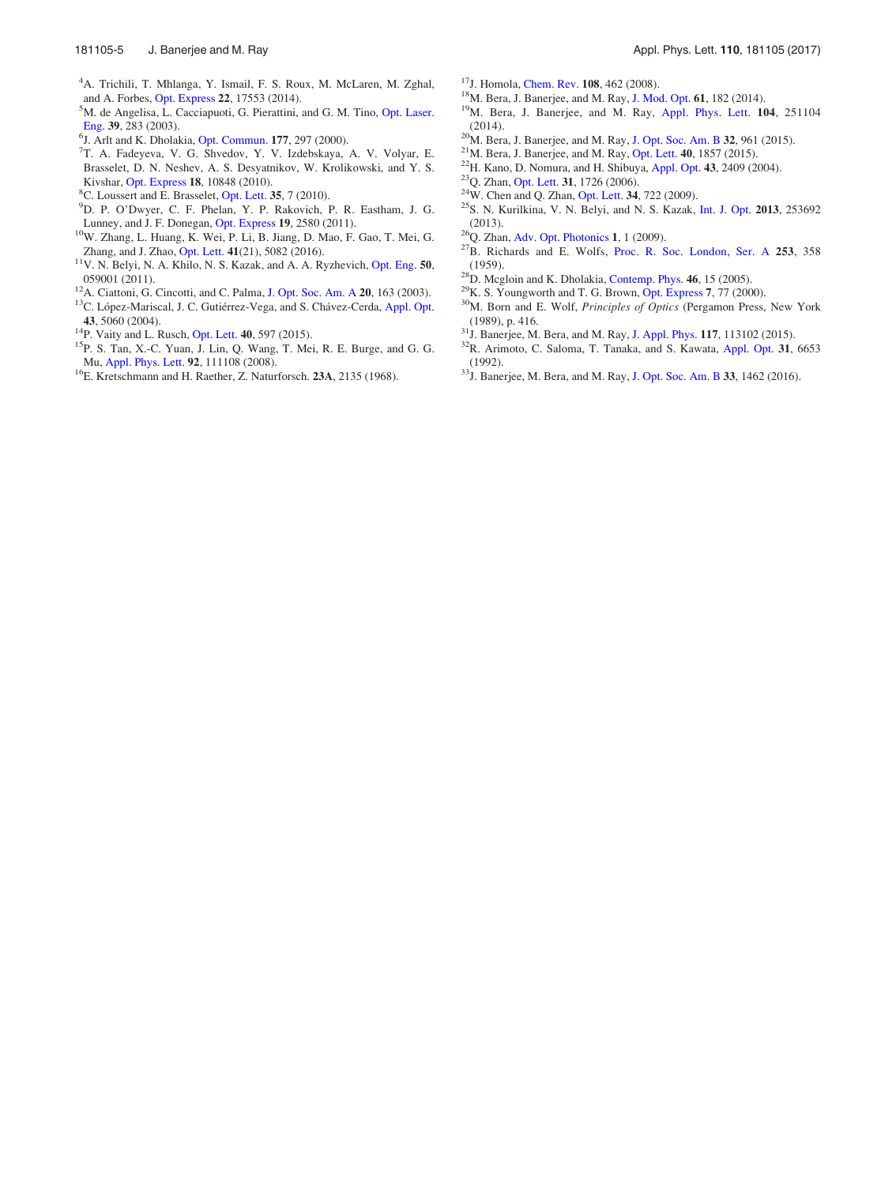[4]A. Trichili, T. Mhlanga, Y. Ismail, F. S. Roux, M. McLaren, M. Zghal, and A. Forbes, Opt. Express **22**, 17553 (2014).

[5]M. de Angelisa, L. Cacciapuoti, G. Pierattini, and G. M. Tino, Opt. Laser. Eng. **39**, 283 (2003).

[6]J. Arlt and K. Dholakia, Opt. Commun. **177**, 297 (2000).

[7]T. A. Fadeyeva, V. G. Shvedov, Y. V. Izdebskaya, A. V. Volyar, E. Brasselet, D. N. Neshev, A. S. Desyatnikov, W. Krolikowski, and Y. S. Kivshar, Opt. Express **18**, 10848 (2010).

[8]C. Loussert and E. Brasselet, Opt. Lett. **35**, 7 (2010).

[9]D. P. O'Dwyer, C. F. Phelan, Y. P. Rakovich, P. R. Eastham, J. G. Lunney, and J. F. Donegan, Opt. Express **19**, 2580 (2011).

[10]W. Zhang, L. Huang, K. Wei, P. Li, B. Jiang, D. Mao, F. Gao, T. Mei, G. Zhang, and J. Zhao, Opt. Lett. **41**(21), 5082 (2016).

[11]V. N. Belyi, N. A. Khilo, N. S. Kazak, and A. A. Ryzhevich, Opt. Eng. **50**, 059001 (2011).

[12]A. Ciattoni, G. Cincotti, and C. Palma, J. Opt. Soc. Am. A **20**, 163 (2003).

[13]C. López-Mariscal, J. C. Gutiérrez-Vega, and S. Chávez-Cerda, Appl. Opt. **43**, 5060 (2004).

[14]P. Vaity and L. Rusch, Opt. Lett. **40**, 597 (2015).

[15]P. S. Tan, X.-C. Yuan, J. Lin, Q. Wang, T. Mei, R. E. Burge, and G. G. Mu, Appl. Phys. Lett. **92**, 111108 (2008).

[16]E. Kretschmann and H. Raether, Z. Naturforsch. **23A**, 2135 (1968).

[17]J. Homola, Chem. Rev. **108**, 462 (2008).

[18]M. Bera, J. Banerjee, and M. Ray, J. Mod. Opt. **61**, 182 (2014).

[19]M. Bera, J. Banerjee, and M. Ray, Appl. Phys. Lett. **104**, 251104 (2014).

[20]M. Bera, J. Banerjee, and M. Ray, J. Opt. Soc. Am. B **32**, 961 (2015).

[21]M. Bera, J. Banerjee, and M. Ray, Opt. Lett. **40**, 1857 (2015).

[22]H. Kano, D. Nomura, and H. Shibuya, Appl. Opt. **43**, 2409 (2004).

[23]Q. Zhan, Opt. Lett. **31**, 1726 (2006).

[24]W. Chen and Q. Zhan, Opt. Lett. **34**, 722 (2009).

[25]S. N. Kurilkina, V. N. Belyi, and N. S. Kazak, Int. J. Opt. **2013**, 253692 (2013).

[26]Q. Zhan, Adv. Opt. Photonics **1**, 1 (2009).

[27]B. Richards and E. Wolfs, Proc. R. Soc. London, Ser. A **253**, 358 (1959).

[28]D. Mcgloin and K. Dholakia, Contemp. Phys. **46**, 15 (2005).

[29]K. S. Youngworth and T. G. Brown, Opt. Express **7**, 77 (2000).

[30]M. Born and E. Wolf, *Principles of Optics* (Pergamon Press, New York (1989), p. 416.

[31]J. Banerjee, M. Bera, and M. Ray, J. Appl. Phys. **117**, 113102 (2015).

[32]R. Arimoto, C. Saloma, T. Tanaka, and S. Kawata, Appl. Opt. **31**, 6653 (1992).

[33]J. Banerjee, M. Bera, and M. Ray, J. Opt. Soc. Am. B **33**, 1462 (2016).